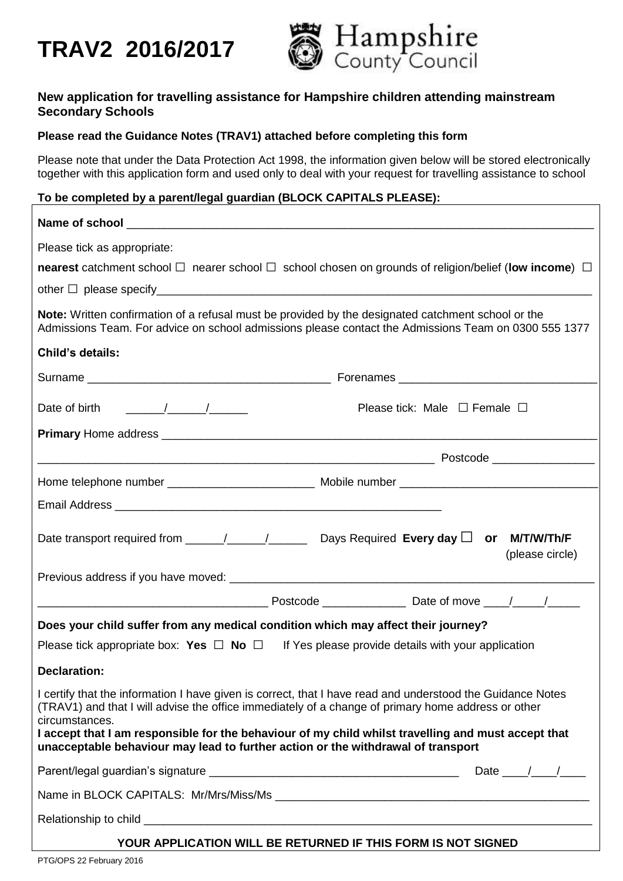# TRAV2 2016/2017

Hampshire County Council

**New application for travelling assistance for Hampshire children attending mainstream Secondary Schools**

**Please read the Guidance Notes (TRAV1) attached before completing this form**

Please note that under the Data Protection Act 1998, the information given below will be stored electronically together with this application form and used only to deal with your request for travelling assistance to school

**To be completed by a parent/legal guardian (BLOCK CAPITALS PLEASE):**

**Name of school** ___________________________________________________________________________

Please tick as appropriate:

**nearest** catchment school ☐ nearer school ☐ school chosen on grounds of religion/belief (**low income**) ☐

other ☐ please specify___________________________________________________________________

**Note:** Written confirmation of a refusal must be provided by the designated catchment school or the Admissions Team. For advice on school admissions please contact the Admissions Team on 0300 555 1377

**Child's details:**

Surname ______________________________________ Forenames _______________________________

Date of birth ______/______/______ Please tick: Male ☐ Female ☐

**Primary** Home address ___________________________________________________________________

_______________________________________________________________ Postcode ________________

Home telephone number _______________________ Mobile number _______________________________

Email Address _____________________________________________________

Date transport required from ______/______/______ Days Required **Every day** ☐ **or M/T/W/Th/F** (please circle)

Previous address if you have moved: __________________________________________________________

___________________________________ Postcode _____________ Date of move ____/_____/_____

**Does your child suffer from any medical condition which may affect their journey?**

Please tick appropriate box: **Yes** ☐ **No** ☐ If Yes please provide details with your application

**Declaration:**

I certify that the information I have given is correct, that I have read and understood the Guidance Notes (TRAV1) and that I will advise the office immediately of a change of primary home address or other circumstances.
**I accept that I am responsible for the behaviour of my child whilst travelling and must accept that unacceptable behaviour may lead to further action or the withdrawal of transport**

Parent/legal guardian's signature _______________________________________ Date ____/____/____

Name in BLOCK CAPITALS: Mr/Mrs/Miss/Ms ___________________________________________________

Relationship to child ________________________________________________________________________

**YOUR APPLICATION WILL BE RETURNED IF THIS FORM IS NOT SIGNED**

PTG/OPS 22 February 2016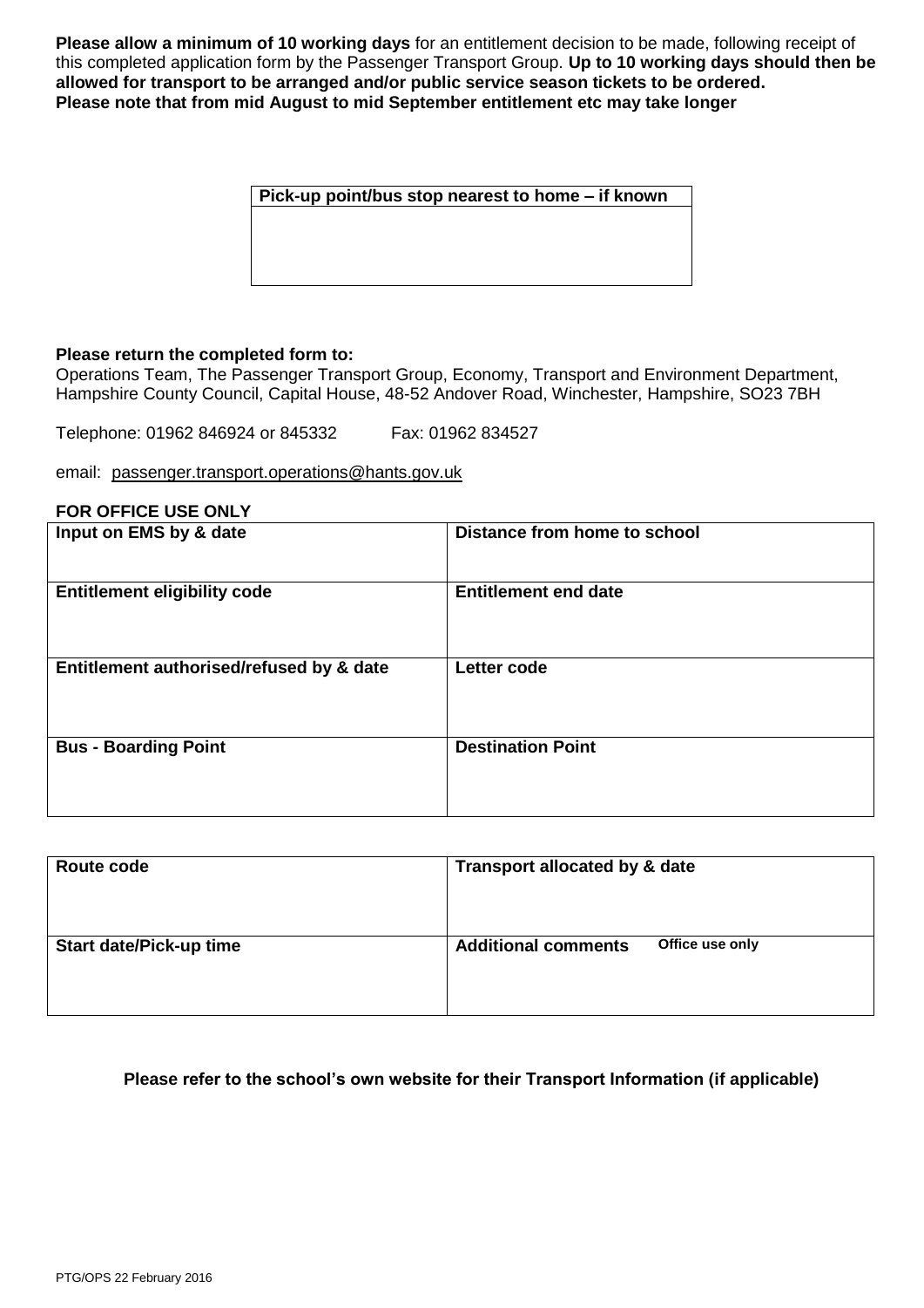**Please allow a minimum of 10 working days** for an entitlement decision to be made, following receipt of this completed application form by the Passenger Transport Group. **Up to 10 working days should then be allowed for transport to be arranged and/or public service season tickets to be ordered.**
**Please note that from mid August to mid September entitlement etc may take longer**

| Pick-up point/bus stop nearest to home – if known |
| --- |
| |

**Please return the completed form to:**
Operations Team, The Passenger Transport Group, Economy, Transport and Environment Department, Hampshire County Council, Capital House, 48-52 Andover Road, Winchester, Hampshire, SO23 7BH

Telephone: 01962 846924 or 845332 Fax: 01962 834527

email: passenger.transport.operations@hants.gov.uk

**FOR OFFICE USE ONLY**

| | |
| --- | --- |
| **Input on EMS by & date** | **Distance from home to school** |
| **Entitlement eligibility code** | **Entitlement end date** |
| **Entitlement authorised/refused by & date** | **Letter code** |
| **Bus - Boarding Point** | **Destination Point** |

| | |
| --- | --- |
| **Route code** | **Transport allocated by & date** |
| **Start date/Pick-up time** | **Additional comments** Office use only |

**Please refer to the school's own website for their Transport Information (if applicable)**

PTG/OPS 22 February 2016